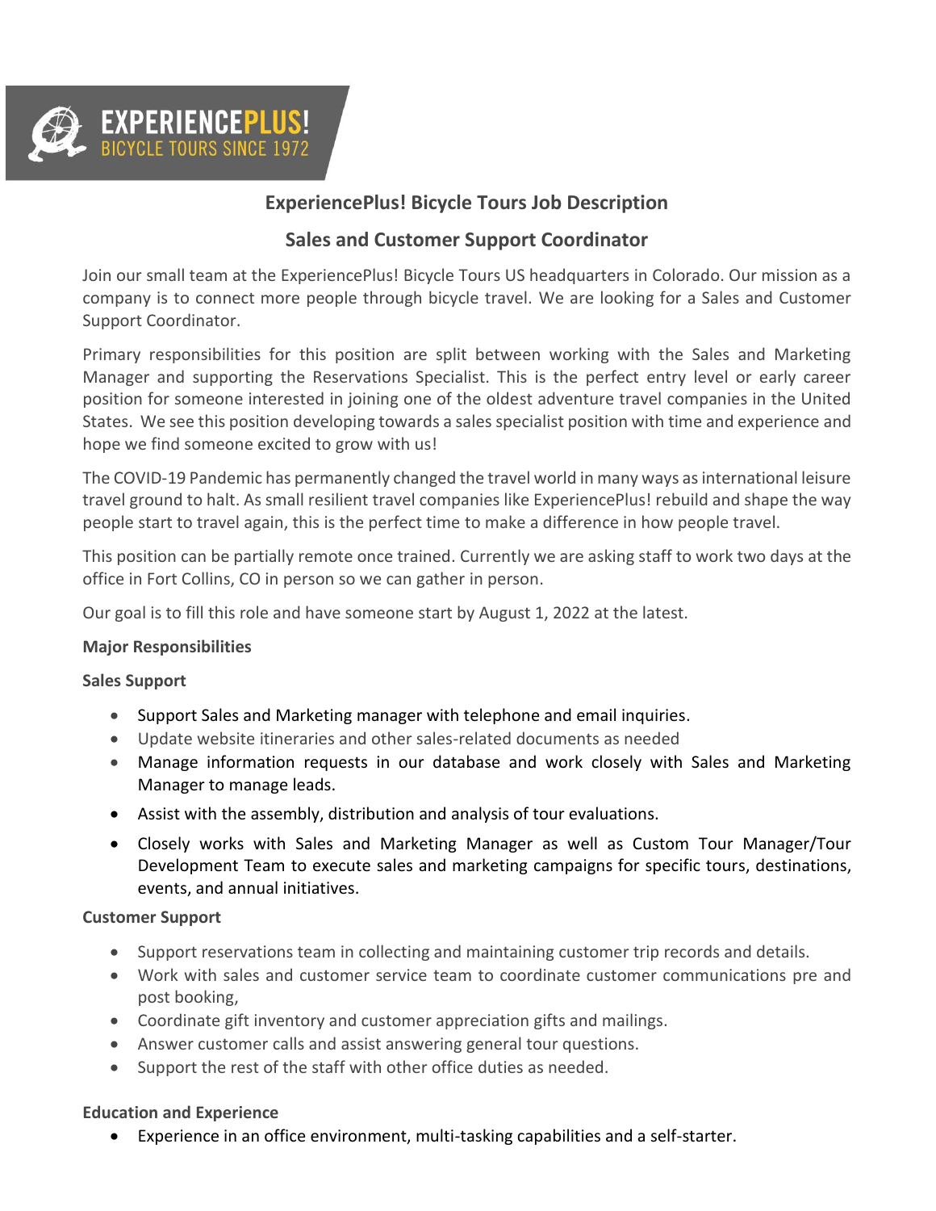EXPERIENCEPLUS!
BICYCLE TOURS SINCE 1972

# ExperiencePlus! Bicycle Tours Job Description

## Sales and Customer Support Coordinator

Join our small team at the ExperiencePlus! Bicycle Tours US headquarters in Colorado. Our mission as a company is to connect more people through bicycle travel. We are looking for a Sales and Customer Support Coordinator.

Primary responsibilities for this position are split between working with the Sales and Marketing Manager and supporting the Reservations Specialist. This is the perfect entry level or early career position for someone interested in joining one of the oldest adventure travel companies in the United States. We see this position developing towards a sales specialist position with time and experience and hope we find someone excited to grow with us!

The COVID-19 Pandemic has permanently changed the travel world in many ways as international leisure travel ground to halt. As small resilient travel companies like ExperiencePlus! rebuild and shape the way people start to travel again, this is the perfect time to make a difference in how people travel.

This position can be partially remote once trained. Currently we are asking staff to work two days at the office in Fort Collins, CO in person so we can gather in person.

Our goal is to fill this role and have someone start by August 1, 2022 at the latest.

**Major Responsibilities**

**Sales Support**

- Support Sales and Marketing manager with telephone and email inquiries.
- Update website itineraries and other sales-related documents as needed
- Manage information requests in our database and work closely with Sales and Marketing Manager to manage leads.
- Assist with the assembly, distribution and analysis of tour evaluations.
- Closely works with Sales and Marketing Manager as well as Custom Tour Manager/Tour Development Team to execute sales and marketing campaigns for specific tours, destinations, events, and annual initiatives.

**Customer Support**

- Support reservations team in collecting and maintaining customer trip records and details.
- Work with sales and customer service team to coordinate customer communications pre and post booking,
- Coordinate gift inventory and customer appreciation gifts and mailings.
- Answer customer calls and assist answering general tour questions.
- Support the rest of the staff with other office duties as needed.

**Education and Experience**

- Experience in an office environment, multi-tasking capabilities and a self-starter.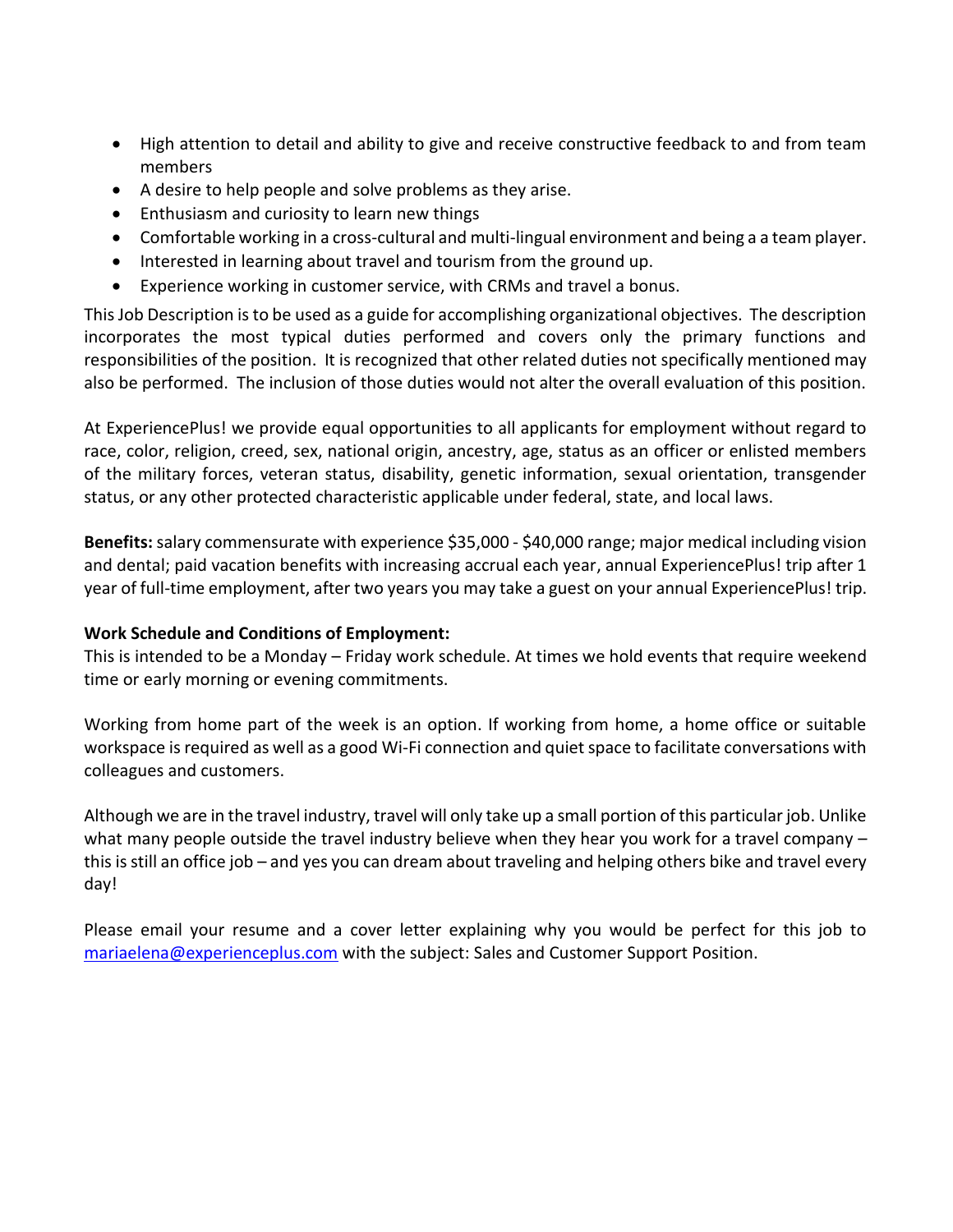- High attention to detail and ability to give and receive constructive feedback to and from team members
- A desire to help people and solve problems as they arise.
- Enthusiasm and curiosity to learn new things
- Comfortable working in a cross-cultural and multi-lingual environment and being a a team player.
- Interested in learning about travel and tourism from the ground up.
- Experience working in customer service, with CRMs and travel a bonus.

This Job Description is to be used as a guide for accomplishing organizational objectives. The description incorporates the most typical duties performed and covers only the primary functions and responsibilities of the position. It is recognized that other related duties not specifically mentioned may also be performed. The inclusion of those duties would not alter the overall evaluation of this position.

At ExperiencePlus! we provide equal opportunities to all applicants for employment without regard to race, color, religion, creed, sex, national origin, ancestry, age, status as an officer or enlisted members of the military forces, veteran status, disability, genetic information, sexual orientation, transgender status, or any other protected characteristic applicable under federal, state, and local laws.

**Benefits:** salary commensurate with experience $35,000 - $40,000 range; major medical including vision and dental; paid vacation benefits with increasing accrual each year, annual ExperiencePlus! trip after 1 year of full-time employment, after two years you may take a guest on your annual ExperiencePlus! trip.

**Work Schedule and Conditions of Employment:**

This is intended to be a Monday – Friday work schedule. At times we hold events that require weekend time or early morning or evening commitments.

Working from home part of the week is an option. If working from home, a home office or suitable workspace is required as well as a good Wi-Fi connection and quiet space to facilitate conversations with colleagues and customers.

Although we are in the travel industry, travel will only take up a small portion of this particular job. Unlike what many people outside the travel industry believe when they hear you work for a travel company – this is still an office job – and yes you can dream about traveling and helping others bike and travel every day!

Please email your resume and a cover letter explaining why you would be perfect for this job to mariaelena@experienceplus.com with the subject: Sales and Customer Support Position.